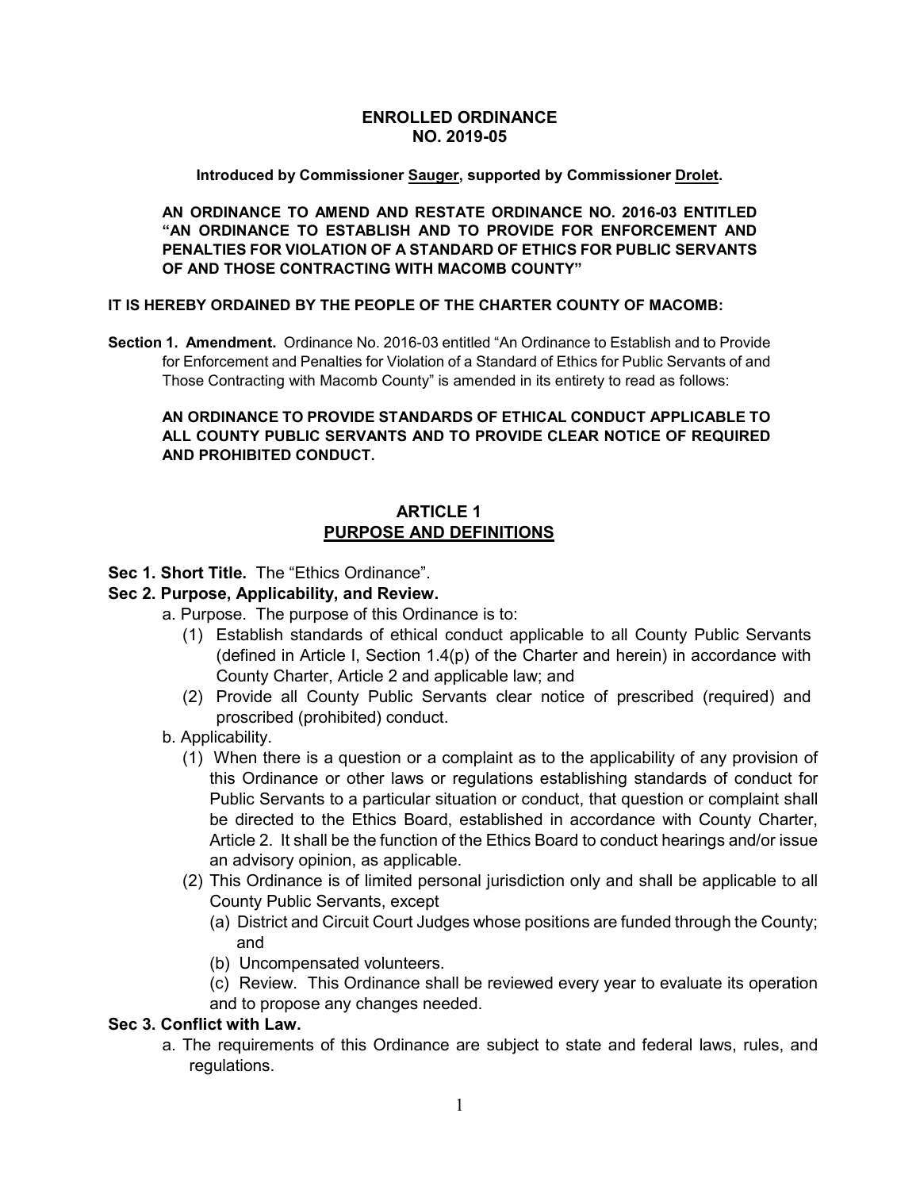**ENROLLED ORDINANCE**
**NO. 2019-05**

**Introduced by Commissioner Sauger, supported by Commissioner Drolet.**

**AN ORDINANCE TO AMEND AND RESTATE ORDINANCE NO. 2016-03 ENTITLED "AN ORDINANCE TO ESTABLISH AND TO PROVIDE FOR ENFORCEMENT AND PENALTIES FOR VIOLATION OF A STANDARD OF ETHICS FOR PUBLIC SERVANTS OF AND THOSE CONTRACTING WITH MACOMB COUNTY"**

**IT IS HEREBY ORDAINED BY THE PEOPLE OF THE CHARTER COUNTY OF MACOMB:**

**Section 1. Amendment.** Ordinance No. 2016-03 entitled "An Ordinance to Establish and to Provide for Enforcement and Penalties for Violation of a Standard of Ethics for Public Servants of and Those Contracting with Macomb County" is amended in its entirety to read as follows:

**AN ORDINANCE TO PROVIDE STANDARDS OF ETHICAL CONDUCT APPLICABLE TO ALL COUNTY PUBLIC SERVANTS AND TO PROVIDE CLEAR NOTICE OF REQUIRED AND PROHIBITED CONDUCT.**

## ARTICLE 1
## PURPOSE AND DEFINITIONS

**Sec 1. Short Title.** The "Ethics Ordinance".

**Sec 2. Purpose, Applicability, and Review.**

a. Purpose. The purpose of this Ordinance is to:

  (1) Establish standards of ethical conduct applicable to all County Public Servants (defined in Article I, Section 1.4(p) of the Charter and herein) in accordance with County Charter, Article 2 and applicable law; and

  (2) Provide all County Public Servants clear notice of prescribed (required) and proscribed (prohibited) conduct.

b. Applicability.

  (1) When there is a question or a complaint as to the applicability of any provision of this Ordinance or other laws or regulations establishing standards of conduct for Public Servants to a particular situation or conduct, that question or complaint shall be directed to the Ethics Board, established in accordance with County Charter, Article 2. It shall be the function of the Ethics Board to conduct hearings and/or issue an advisory opinion, as applicable.

  (2) This Ordinance is of limited personal jurisdiction only and shall be applicable to all County Public Servants, except

    (a) District and Circuit Court Judges whose positions are funded through the County; and

    (b) Uncompensated volunteers.

    (c) Review. This Ordinance shall be reviewed every year to evaluate its operation and to propose any changes needed.

**Sec 3. Conflict with Law.**

a. The requirements of this Ordinance are subject to state and federal laws, rules, and regulations.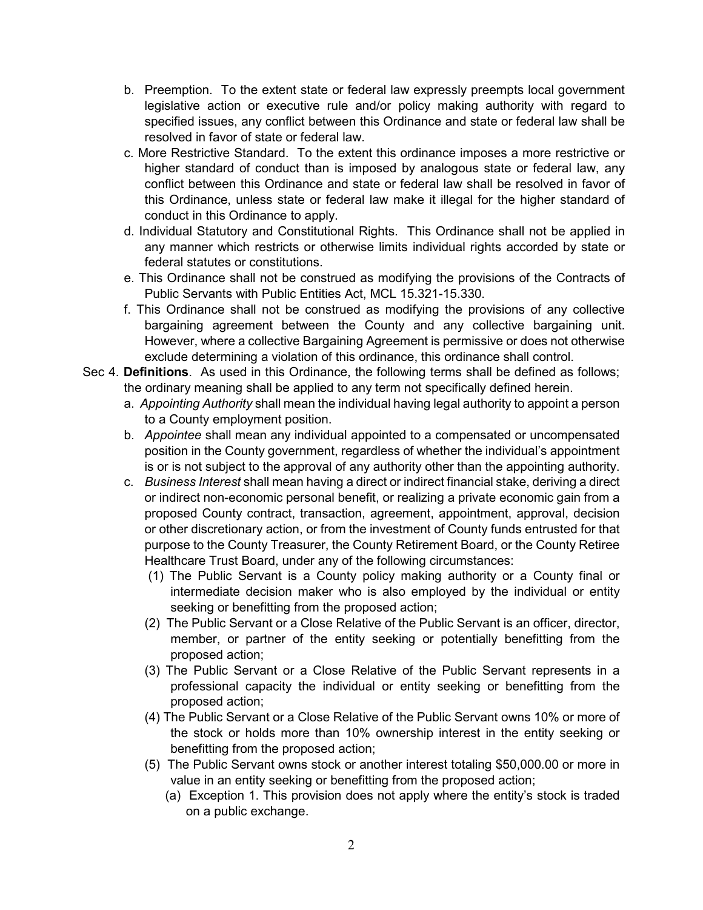b. Preemption. To the extent state or federal law expressly preempts local government legislative action or executive rule and/or policy making authority with regard to specified issues, any conflict between this Ordinance and state or federal law shall be resolved in favor of state or federal law.

c. More Restrictive Standard. To the extent this ordinance imposes a more restrictive or higher standard of conduct than is imposed by analogous state or federal law, any conflict between this Ordinance and state or federal law shall be resolved in favor of this Ordinance, unless state or federal law make it illegal for the higher standard of conduct in this Ordinance to apply.

d. Individual Statutory and Constitutional Rights. This Ordinance shall not be applied in any manner which restricts or otherwise limits individual rights accorded by state or federal statutes or constitutions.

e. This Ordinance shall not be construed as modifying the provisions of the Contracts of Public Servants with Public Entities Act, MCL 15.321-15.330.

f. This Ordinance shall not be construed as modifying the provisions of any collective bargaining agreement between the County and any collective bargaining unit. However, where a collective Bargaining Agreement is permissive or does not otherwise exclude determining a violation of this ordinance, this ordinance shall control.

Sec 4. **Definitions**. As used in this Ordinance, the following terms shall be defined as follows; the ordinary meaning shall be applied to any term not specifically defined herein.

a. *Appointing Authority* shall mean the individual having legal authority to appoint a person to a County employment position.

b. *Appointee* shall mean any individual appointed to a compensated or uncompensated position in the County government, regardless of whether the individual's appointment is or is not subject to the approval of any authority other than the appointing authority.

c. *Business Interest* shall mean having a direct or indirect financial stake, deriving a direct or indirect non-economic personal benefit, or realizing a private economic gain from a proposed County contract, transaction, agreement, appointment, approval, decision or other discretionary action, or from the investment of County funds entrusted for that purpose to the County Treasurer, the County Retirement Board, or the County Retiree Healthcare Trust Board, under any of the following circumstances:

(1) The Public Servant is a County policy making authority or a County final or intermediate decision maker who is also employed by the individual or entity seeking or benefitting from the proposed action;

(2) The Public Servant or a Close Relative of the Public Servant is an officer, director, member, or partner of the entity seeking or potentially benefitting from the proposed action;

(3) The Public Servant or a Close Relative of the Public Servant represents in a professional capacity the individual or entity seeking or benefitting from the proposed action;

(4) The Public Servant or a Close Relative of the Public Servant owns 10% or more of the stock or holds more than 10% ownership interest in the entity seeking or benefitting from the proposed action;

(5) The Public Servant owns stock or another interest totaling $50,000.00 or more in value in an entity seeking or benefitting from the proposed action;

(a) Exception 1. This provision does not apply where the entity's stock is traded on a public exchange.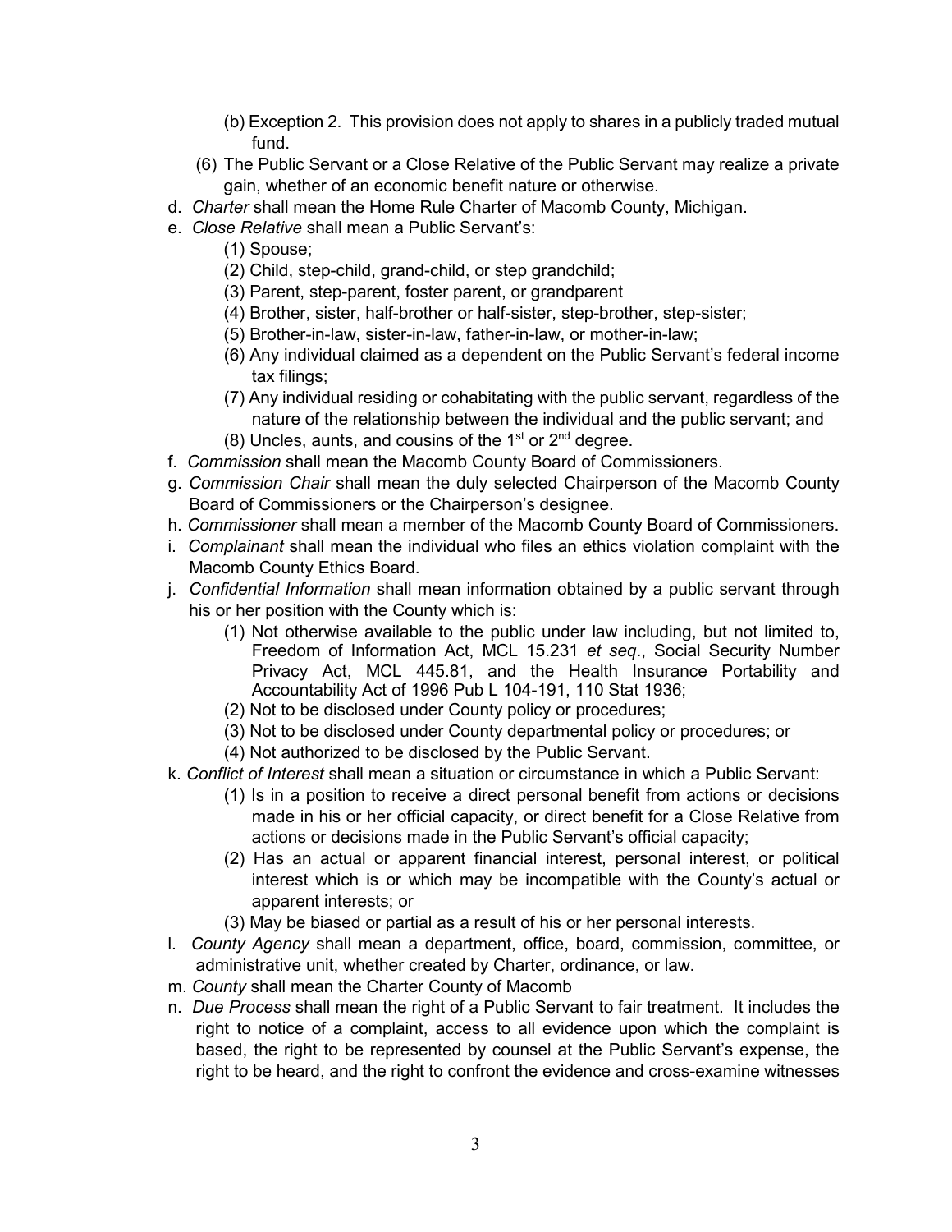(b) Exception 2. This provision does not apply to shares in a publicly traded mutual fund.

(6) The Public Servant or a Close Relative of the Public Servant may realize a private gain, whether of an economic benefit nature or otherwise.

d. *Charter* shall mean the Home Rule Charter of Macomb County, Michigan.

e. *Close Relative* shall mean a Public Servant's:

   (1) Spouse;
   
   (2) Child, step-child, grand-child, or step grandchild;
   
   (3) Parent, step-parent, foster parent, or grandparent
   
   (4) Brother, sister, half-brother or half-sister, step-brother, step-sister;
   
   (5) Brother-in-law, sister-in-law, father-in-law, or mother-in-law;
   
   (6) Any individual claimed as a dependent on the Public Servant's federal income tax filings;
   
   (7) Any individual residing or cohabitating with the public servant, regardless of the nature of the relationship between the individual and the public servant; and
   
   (8) Uncles, aunts, and cousins of the 1st or 2nd degree.

f. *Commission* shall mean the Macomb County Board of Commissioners.

g. *Commission Chair* shall mean the duly selected Chairperson of the Macomb County Board of Commissioners or the Chairperson's designee.

h. *Commissioner* shall mean a member of the Macomb County Board of Commissioners.

i. *Complainant* shall mean the individual who files an ethics violation complaint with the Macomb County Ethics Board.

j. *Confidential Information* shall mean information obtained by a public servant through his or her position with the County which is:

   (1) Not otherwise available to the public under law including, but not limited to, Freedom of Information Act, MCL 15.231 *et seq*., Social Security Number Privacy Act, MCL 445.81, and the Health Insurance Portability and Accountability Act of 1996 Pub L 104-191, 110 Stat 1936;
   
   (2) Not to be disclosed under County policy or procedures;
   
   (3) Not to be disclosed under County departmental policy or procedures; or
   
   (4) Not authorized to be disclosed by the Public Servant.

k. *Conflict of Interest* shall mean a situation or circumstance in which a Public Servant:

   (1) Is in a position to receive a direct personal benefit from actions or decisions made in his or her official capacity, or direct benefit for a Close Relative from actions or decisions made in the Public Servant's official capacity;
   
   (2) Has an actual or apparent financial interest, personal interest, or political interest which is or which may be incompatible with the County's actual or apparent interests; or
   
   (3) May be biased or partial as a result of his or her personal interests.

l. *County Agency* shall mean a department, office, board, commission, committee, or administrative unit, whether created by Charter, ordinance, or law.

m. *County* shall mean the Charter County of Macomb

n. *Due Process* shall mean the right of a Public Servant to fair treatment. It includes the right to notice of a complaint, access to all evidence upon which the complaint is based, the right to be represented by counsel at the Public Servant's expense, the right to be heard, and the right to confront the evidence and cross-examine witnesses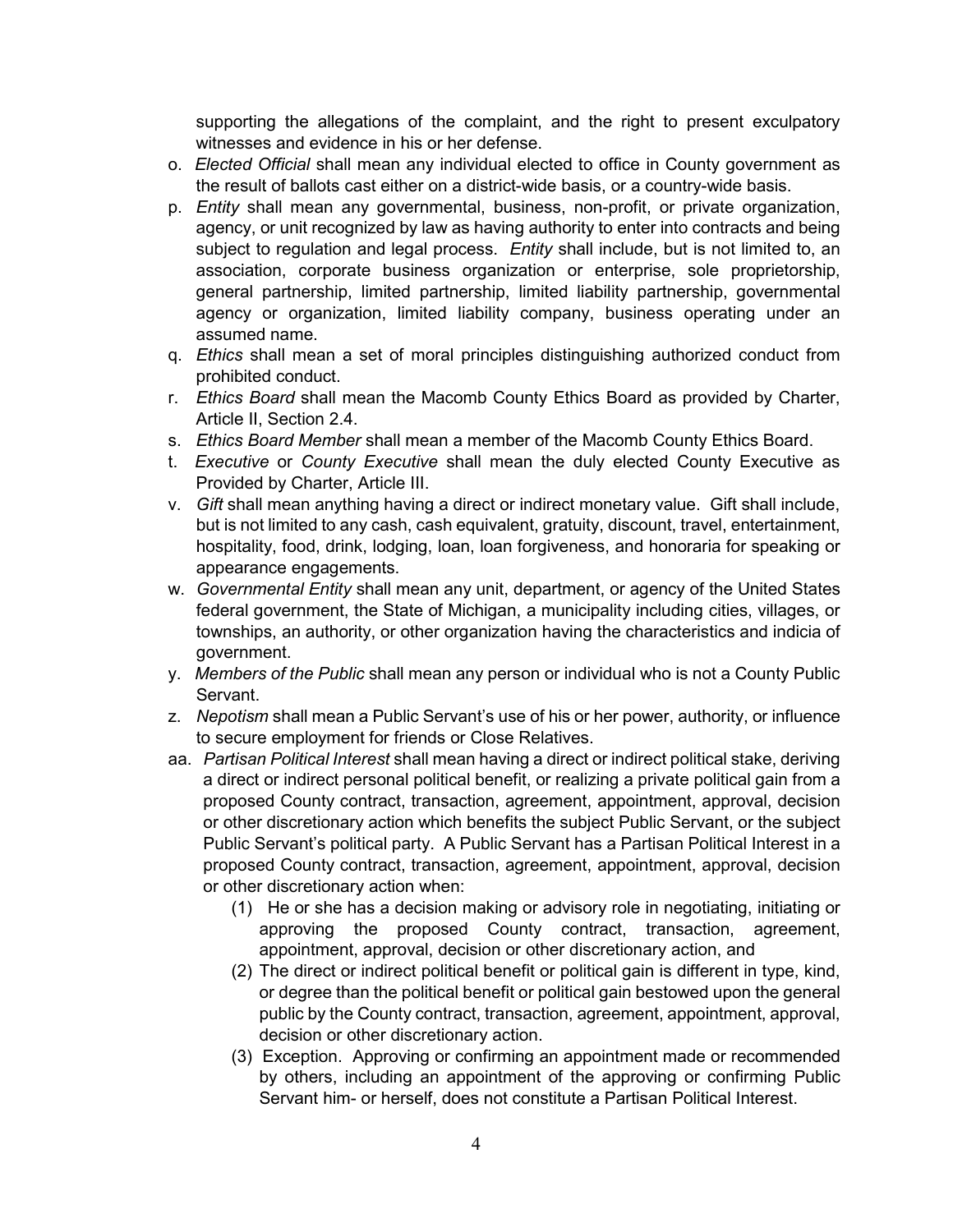supporting the allegations of the complaint, and the right to present exculpatory witnesses and evidence in his or her defense.

o. *Elected Official* shall mean any individual elected to office in County government as the result of ballots cast either on a district-wide basis, or a country-wide basis.

p. *Entity* shall mean any governmental, business, non-profit, or private organization, agency, or unit recognized by law as having authority to enter into contracts and being subject to regulation and legal process. *Entity* shall include, but is not limited to, an association, corporate business organization or enterprise, sole proprietorship, general partnership, limited partnership, limited liability partnership, governmental agency or organization, limited liability company, business operating under an assumed name.

q. *Ethics* shall mean a set of moral principles distinguishing authorized conduct from prohibited conduct.

r. *Ethics Board* shall mean the Macomb County Ethics Board as provided by Charter, Article II, Section 2.4.

s. *Ethics Board Member* shall mean a member of the Macomb County Ethics Board.

t. *Executive* or *County Executive* shall mean the duly elected County Executive as Provided by Charter, Article III.

v. *Gift* shall mean anything having a direct or indirect monetary value. Gift shall include, but is not limited to any cash, cash equivalent, gratuity, discount, travel, entertainment, hospitality, food, drink, lodging, loan, loan forgiveness, and honoraria for speaking or appearance engagements.

w. *Governmental Entity* shall mean any unit, department, or agency of the United States federal government, the State of Michigan, a municipality including cities, villages, or townships, an authority, or other organization having the characteristics and indicia of government.

y. *Members of the Public* shall mean any person or individual who is not a County Public Servant.

z. *Nepotism* shall mean a Public Servant's use of his or her power, authority, or influence to secure employment for friends or Close Relatives.

aa. *Partisan Political Interest* shall mean having a direct or indirect political stake, deriving a direct or indirect personal political benefit, or realizing a private political gain from a proposed County contract, transaction, agreement, appointment, approval, decision or other discretionary action which benefits the subject Public Servant, or the subject Public Servant's political party. A Public Servant has a Partisan Political Interest in a proposed County contract, transaction, agreement, appointment, approval, decision or other discretionary action when:

   (1) He or she has a decision making or advisory role in negotiating, initiating or approving the proposed County contract, transaction, agreement, appointment, approval, decision or other discretionary action, and

   (2) The direct or indirect political benefit or political gain is different in type, kind, or degree than the political benefit or political gain bestowed upon the general public by the County contract, transaction, agreement, appointment, approval, decision or other discretionary action.

   (3) Exception. Approving or confirming an appointment made or recommended by others, including an appointment of the approving or confirming Public Servant him- or herself, does not constitute a Partisan Political Interest.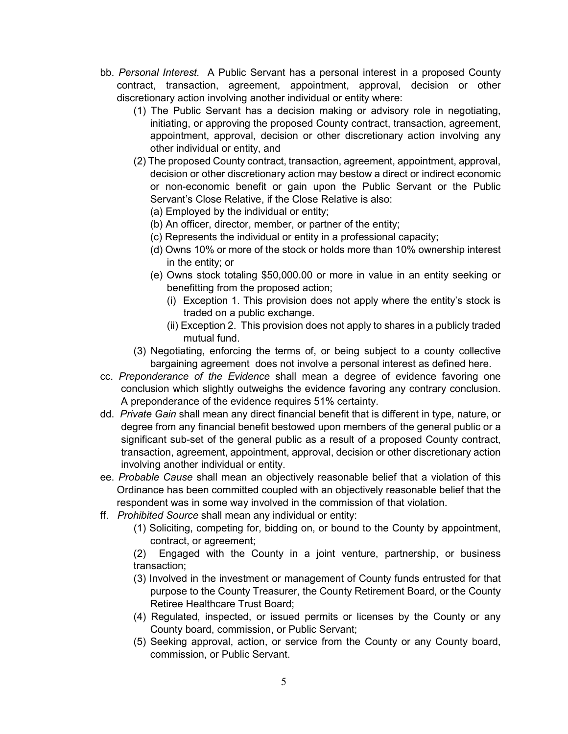bb. *Personal Interest.* A Public Servant has a personal interest in a proposed County contract, transaction, agreement, appointment, approval, decision or other discretionary action involving another individual or entity where:

   (1) The Public Servant has a decision making or advisory role in negotiating, initiating, or approving the proposed County contract, transaction, agreement, appointment, approval, decision or other discretionary action involving any other individual or entity, and

   (2) The proposed County contract, transaction, agreement, appointment, approval, decision or other discretionary action may bestow a direct or indirect economic or non-economic benefit or gain upon the Public Servant or the Public Servant's Close Relative, if the Close Relative is also:

      (a) Employed by the individual or entity;

      (b) An officer, director, member, or partner of the entity;

      (c) Represents the individual or entity in a professional capacity;

      (d) Owns 10% or more of the stock or holds more than 10% ownership interest in the entity; or

      (e) Owns stock totaling $50,000.00 or more in value in an entity seeking or benefitting from the proposed action;

         (i) Exception 1. This provision does not apply where the entity's stock is traded on a public exchange.

         (ii) Exception 2. This provision does not apply to shares in a publicly traded mutual fund.

   (3) Negotiating, enforcing the terms of, or being subject to a county collective bargaining agreement does not involve a personal interest as defined here.

cc. *Preponderance of the Evidence* shall mean a degree of evidence favoring one conclusion which slightly outweighs the evidence favoring any contrary conclusion. A preponderance of the evidence requires 51% certainty.

dd. *Private Gain* shall mean any direct financial benefit that is different in type, nature, or degree from any financial benefit bestowed upon members of the general public or a significant sub-set of the general public as a result of a proposed County contract, transaction, agreement, appointment, approval, decision or other discretionary action involving another individual or entity.

ee. *Probable Cause* shall mean an objectively reasonable belief that a violation of this Ordinance has been committed coupled with an objectively reasonable belief that the respondent was in some way involved in the commission of that violation.

ff. *Prohibited Source* shall mean any individual or entity:

   (1) Soliciting, competing for, bidding on, or bound to the County by appointment, contract, or agreement;

   (2) Engaged with the County in a joint venture, partnership, or business transaction;

   (3) Involved in the investment or management of County funds entrusted for that purpose to the County Treasurer, the County Retirement Board, or the County Retiree Healthcare Trust Board;

   (4) Regulated, inspected, or issued permits or licenses by the County or any County board, commission, or Public Servant;

   (5) Seeking approval, action, or service from the County or any County board, commission, or Public Servant.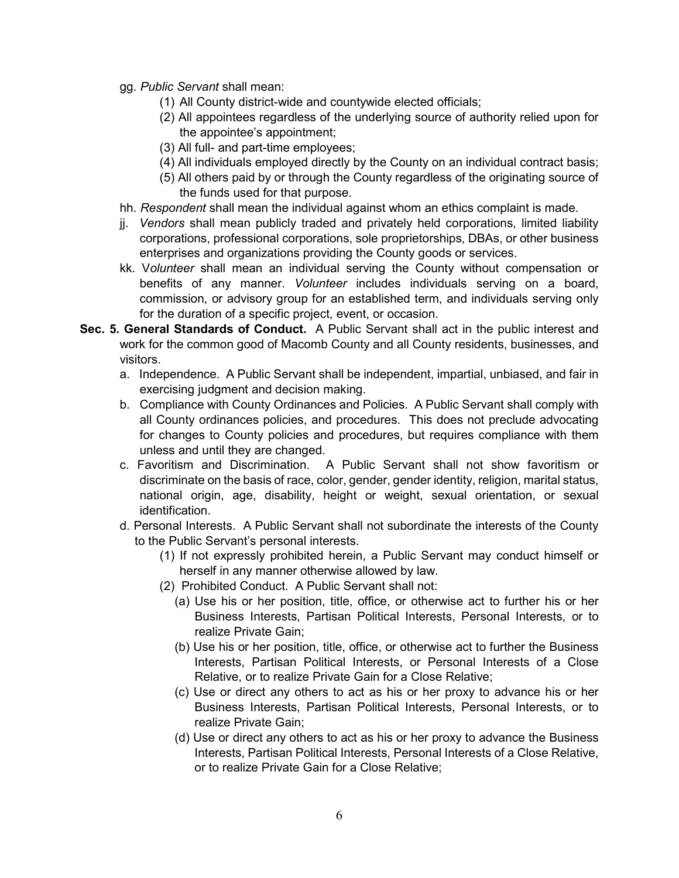gg. *Public Servant* shall mean:

(1) All County district-wide and countywide elected officials;

(2) All appointees regardless of the underlying source of authority relied upon for the appointee's appointment;

(3) All full- and part-time employees;

(4) All individuals employed directly by the County on an individual contract basis;

(5) All others paid by or through the County regardless of the originating source of the funds used for that purpose.

hh. *Respondent* shall mean the individual against whom an ethics complaint is made.

jj. *Vendors* shall mean publicly traded and privately held corporations, limited liability corporations, professional corporations, sole proprietorships, DBAs, or other business enterprises and organizations providing the County goods or services.

kk. V*olunteer* shall mean an individual serving the County without compensation or benefits of any manner. *Volunteer* includes individuals serving on a board, commission, or advisory group for an established term, and individuals serving only for the duration of a specific project, event, or occasion.

**Sec. 5. General Standards of Conduct.** A Public Servant shall act in the public interest and work for the common good of Macomb County and all County residents, businesses, and visitors.

a. Independence. A Public Servant shall be independent, impartial, unbiased, and fair in exercising judgment and decision making.

b. Compliance with County Ordinances and Policies. A Public Servant shall comply with all County ordinances policies, and procedures. This does not preclude advocating for changes to County policies and procedures, but requires compliance with them unless and until they are changed.

c. Favoritism and Discrimination. A Public Servant shall not show favoritism or discriminate on the basis of race, color, gender, gender identity, religion, marital status, national origin, age, disability, height or weight, sexual orientation, or sexual identification.

d. Personal Interests. A Public Servant shall not subordinate the interests of the County to the Public Servant's personal interests.

(1) If not expressly prohibited herein, a Public Servant may conduct himself or herself in any manner otherwise allowed by law.

(2) Prohibited Conduct. A Public Servant shall not:

(a) Use his or her position, title, office, or otherwise act to further his or her Business Interests, Partisan Political Interests, Personal Interests, or to realize Private Gain;

(b) Use his or her position, title, office, or otherwise act to further the Business Interests, Partisan Political Interests, or Personal Interests of a Close Relative, or to realize Private Gain for a Close Relative;

(c) Use or direct any others to act as his or her proxy to advance his or her Business Interests, Partisan Political Interests, Personal Interests, or to realize Private Gain;

(d) Use or direct any others to act as his or her proxy to advance the Business Interests, Partisan Political Interests, Personal Interests of a Close Relative, or to realize Private Gain for a Close Relative;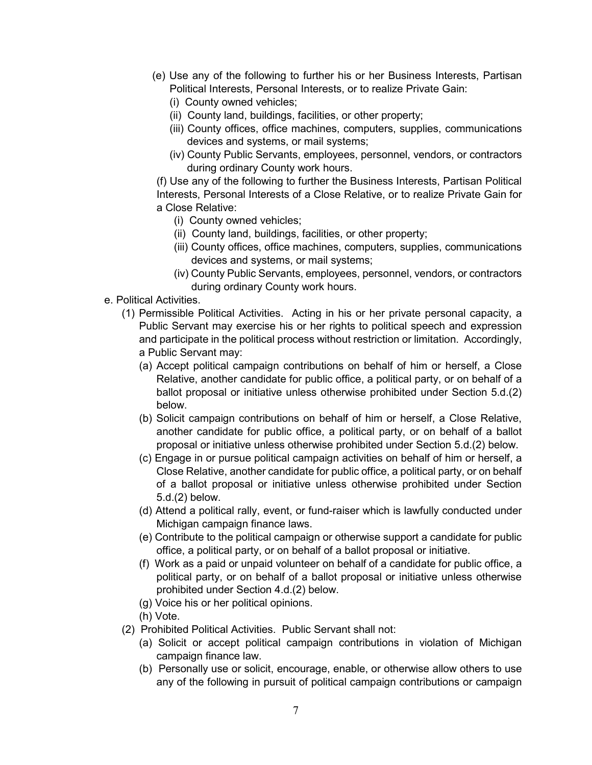(e) Use any of the following to further his or her Business Interests, Partisan Political Interests, Personal Interests, or to realize Private Gain:

  (i) County owned vehicles;

  (ii) County land, buildings, facilities, or other property;

  (iii) County offices, office machines, computers, supplies, communications devices and systems, or mail systems;

  (iv) County Public Servants, employees, personnel, vendors, or contractors during ordinary County work hours.

(f) Use any of the following to further the Business Interests, Partisan Political Interests, Personal Interests of a Close Relative, or to realize Private Gain for a Close Relative:

  (i) County owned vehicles;

  (ii) County land, buildings, facilities, or other property;

  (iii) County offices, office machines, computers, supplies, communications devices and systems, or mail systems;

  (iv) County Public Servants, employees, personnel, vendors, or contractors during ordinary County work hours.

e. Political Activities.

(1) Permissible Political Activities. Acting in his or her private personal capacity, a Public Servant may exercise his or her rights to political speech and expression and participate in the political process without restriction or limitation. Accordingly, a Public Servant may:

  (a) Accept political campaign contributions on behalf of him or herself, a Close Relative, another candidate for public office, a political party, or on behalf of a ballot proposal or initiative unless otherwise prohibited under Section 5.d.(2) below.

  (b) Solicit campaign contributions on behalf of him or herself, a Close Relative, another candidate for public office, a political party, or on behalf of a ballot proposal or initiative unless otherwise prohibited under Section 5.d.(2) below.

  (c) Engage in or pursue political campaign activities on behalf of him or herself, a Close Relative, another candidate for public office, a political party, or on behalf of a ballot proposal or initiative unless otherwise prohibited under Section 5.d.(2) below.

  (d) Attend a political rally, event, or fund-raiser which is lawfully conducted under Michigan campaign finance laws.

  (e) Contribute to the political campaign or otherwise support a candidate for public office, a political party, or on behalf of a ballot proposal or initiative.

  (f) Work as a paid or unpaid volunteer on behalf of a candidate for public office, a political party, or on behalf of a ballot proposal or initiative unless otherwise prohibited under Section 4.d.(2) below.

  (g) Voice his or her political opinions.

  (h) Vote.

(2) Prohibited Political Activities. Public Servant shall not:

  (a) Solicit or accept political campaign contributions in violation of Michigan campaign finance law.

  (b) Personally use or solicit, encourage, enable, or otherwise allow others to use any of the following in pursuit of political campaign contributions or campaign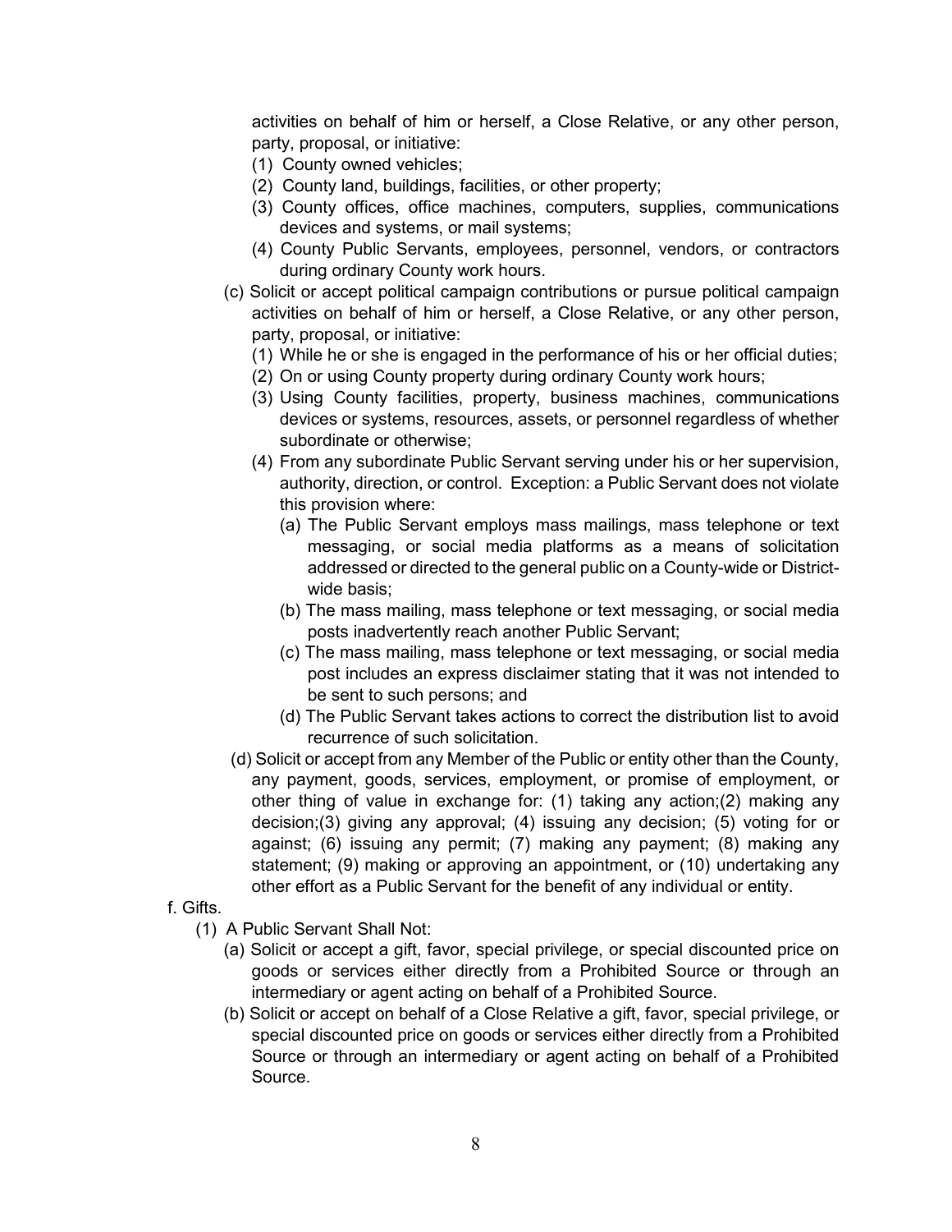activities on behalf of him or herself, a Close Relative, or any other person, party, proposal, or initiative:

(1) County owned vehicles;
(2) County land, buildings, facilities, or other property;
(3) County offices, office machines, computers, supplies, communications devices and systems, or mail systems;
(4) County Public Servants, employees, personnel, vendors, or contractors during ordinary County work hours.

(c) Solicit or accept political campaign contributions or pursue political campaign activities on behalf of him or herself, a Close Relative, or any other person, party, proposal, or initiative:

(1) While he or she is engaged in the performance of his or her official duties;
(2) On or using County property during ordinary County work hours;
(3) Using County facilities, property, business machines, communications devices or systems, resources, assets, or personnel regardless of whether subordinate or otherwise;
(4) From any subordinate Public Servant serving under his or her supervision, authority, direction, or control. Exception: a Public Servant does not violate this provision where:
    (a) The Public Servant employs mass mailings, mass telephone or text messaging, or social media platforms as a means of solicitation addressed or directed to the general public on a County-wide or District-wide basis;
    (b) The mass mailing, mass telephone or text messaging, or social media posts inadvertently reach another Public Servant;
    (c) The mass mailing, mass telephone or text messaging, or social media post includes an express disclaimer stating that it was not intended to be sent to such persons; and
    (d) The Public Servant takes actions to correct the distribution list to avoid recurrence of such solicitation.

(d) Solicit or accept from any Member of the Public or entity other than the County, any payment, goods, services, employment, or promise of employment, or other thing of value in exchange for: (1) taking any action;(2) making any decision;(3) giving any approval; (4) issuing any decision; (5) voting for or against; (6) issuing any permit; (7) making any payment; (8) making any statement; (9) making or approving an appointment, or (10) undertaking any other effort as a Public Servant for the benefit of any individual or entity.

f. Gifts.

(1) A Public Servant Shall Not:
    (a) Solicit or accept a gift, favor, special privilege, or special discounted price on goods or services either directly from a Prohibited Source or through an intermediary or agent acting on behalf of a Prohibited Source.
    (b) Solicit or accept on behalf of a Close Relative a gift, favor, special privilege, or special discounted price on goods or services either directly from a Prohibited Source or through an intermediary or agent acting on behalf of a Prohibited Source.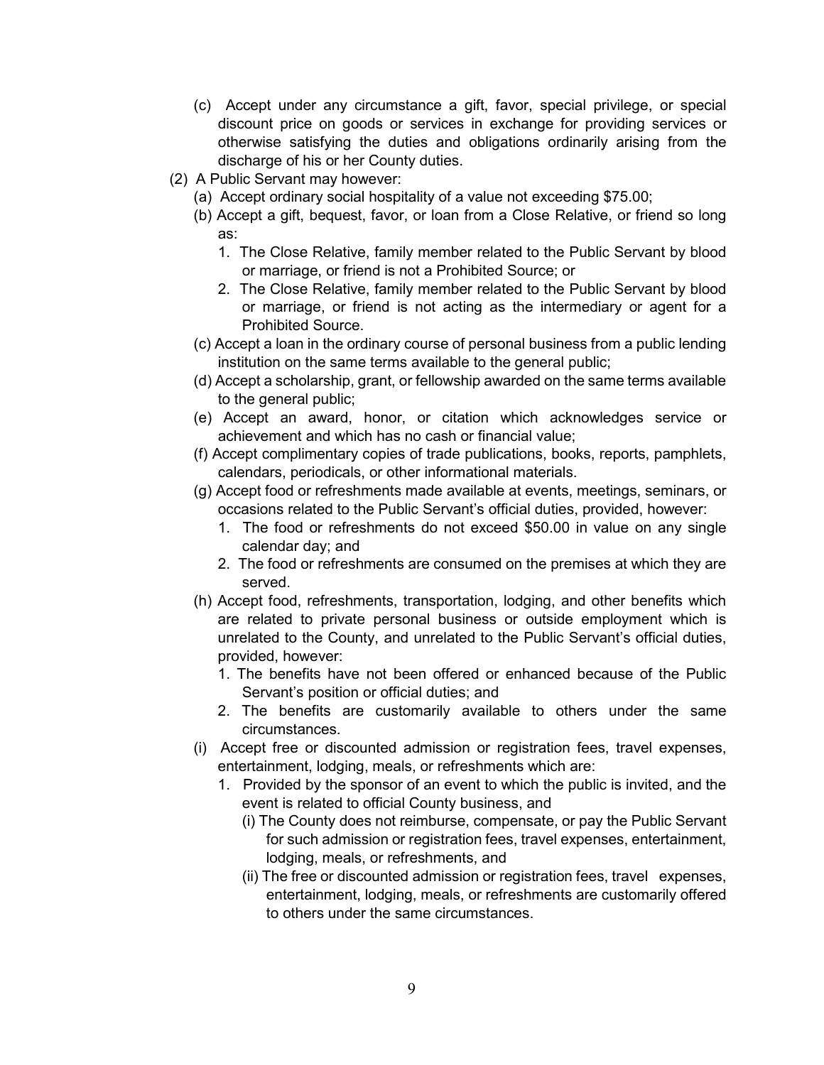(c) Accept under any circumstance a gift, favor, special privilege, or special discount price on goods or services in exchange for providing services or otherwise satisfying the duties and obligations ordinarily arising from the discharge of his or her County duties.

(2) A Public Servant may however:

(a) Accept ordinary social hospitality of a value not exceeding $75.00;

(b) Accept a gift, bequest, favor, or loan from a Close Relative, or friend so long as:

1. The Close Relative, family member related to the Public Servant by blood or marriage, or friend is not a Prohibited Source; or
2. The Close Relative, family member related to the Public Servant by blood or marriage, or friend is not acting as the intermediary or agent for a Prohibited Source.

(c) Accept a loan in the ordinary course of personal business from a public lending institution on the same terms available to the general public;

(d) Accept a scholarship, grant, or fellowship awarded on the same terms available to the general public;

(e) Accept an award, honor, or citation which acknowledges service or achievement and which has no cash or financial value;

(f) Accept complimentary copies of trade publications, books, reports, pamphlets, calendars, periodicals, or other informational materials.

(g) Accept food or refreshments made available at events, meetings, seminars, or occasions related to the Public Servant's official duties, provided, however:

1. The food or refreshments do not exceed $50.00 in value on any single calendar day; and
2. The food or refreshments are consumed on the premises at which they are served.

(h) Accept food, refreshments, transportation, lodging, and other benefits which are related to private personal business or outside employment which is unrelated to the County, and unrelated to the Public Servant's official duties, provided, however:

1. The benefits have not been offered or enhanced because of the Public Servant's position or official duties; and
2. The benefits are customarily available to others under the same circumstances.

(i) Accept free or discounted admission or registration fees, travel expenses, entertainment, lodging, meals, or refreshments which are:

1. Provided by the sponsor of an event to which the public is invited, and the event is related to official County business, and
   - (i) The County does not reimburse, compensate, or pay the Public Servant for such admission or registration fees, travel expenses, entertainment, lodging, meals, or refreshments, and
   - (ii) The free or discounted admission or registration fees, travel expenses, entertainment, lodging, meals, or refreshments are customarily offered to others under the same circumstances.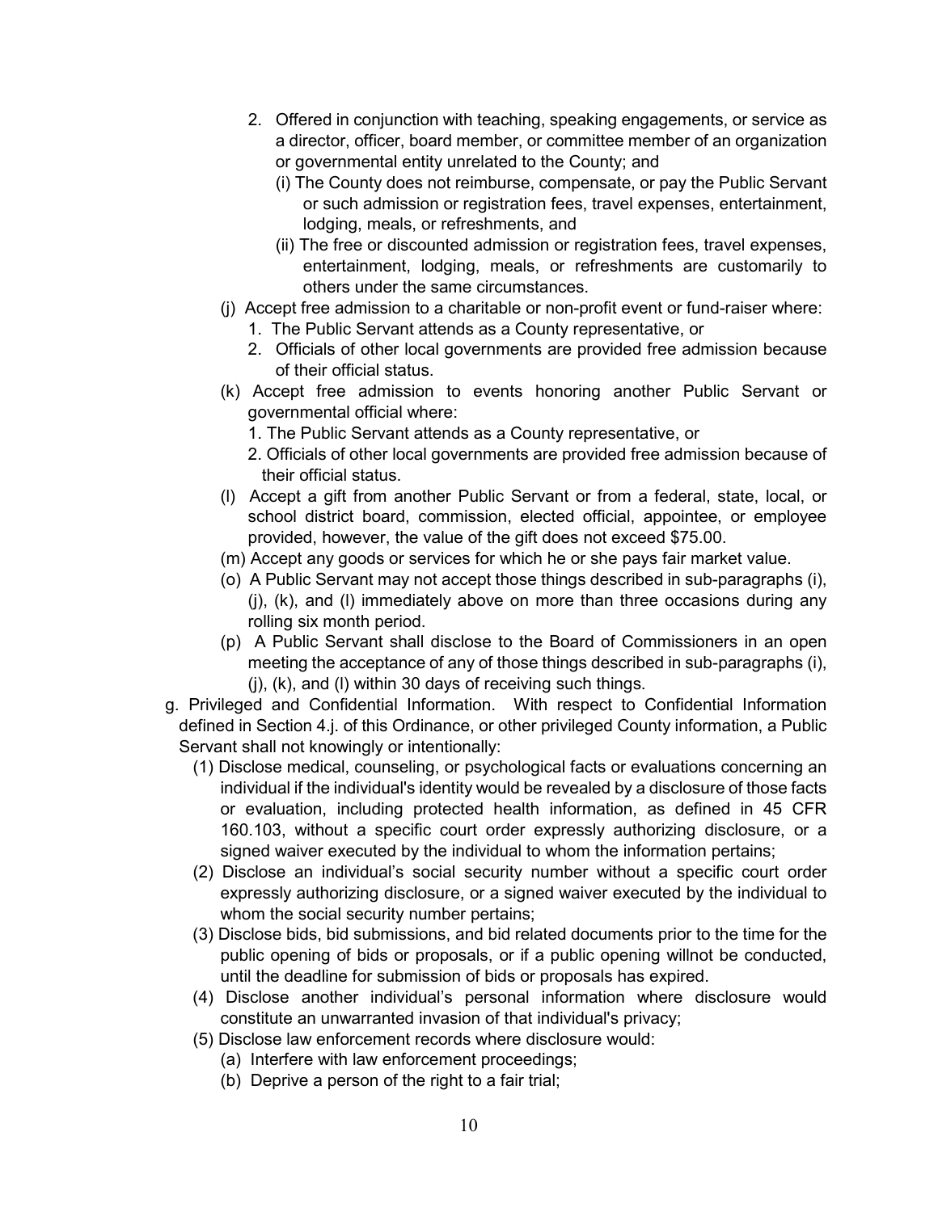2. Offered in conjunction with teaching, speaking engagements, or service as a director, officer, board member, or committee member of an organization or governmental entity unrelated to the County; and
   - (i) The County does not reimburse, compensate, or pay the Public Servant or such admission or registration fees, travel expenses, entertainment, lodging, meals, or refreshments, and
   - (ii) The free or discounted admission or registration fees, travel expenses, entertainment, lodging, meals, or refreshments are customarily to others under the same circumstances.

(j) Accept free admission to a charitable or non-profit event or fund-raiser where:

1. The Public Servant attends as a County representative, or
2. Officials of other local governments are provided free admission because of their official status.

(k) Accept free admission to events honoring another Public Servant or governmental official where:

1. The Public Servant attends as a County representative, or
2. Officials of other local governments are provided free admission because of their official status.

(l) Accept a gift from another Public Servant or from a federal, state, local, or school district board, commission, elected official, appointee, or employee provided, however, the value of the gift does not exceed $75.00.

(m) Accept any goods or services for which he or she pays fair market value.

(o) A Public Servant may not accept those things described in sub-paragraphs (i), (j), (k), and (l) immediately above on more than three occasions during any rolling six month period.

(p) A Public Servant shall disclose to the Board of Commissioners in an open meeting the acceptance of any of those things described in sub-paragraphs (i), (j), (k), and (l) within 30 days of receiving such things.

g. Privileged and Confidential Information. With respect to Confidential Information defined in Section 4.j. of this Ordinance, or other privileged County information, a Public Servant shall not knowingly or intentionally:

(1) Disclose medical, counseling, or psychological facts or evaluations concerning an individual if the individual's identity would be revealed by a disclosure of those facts or evaluation, including protected health information, as defined in 45 CFR 160.103, without a specific court order expressly authorizing disclosure, or a signed waiver executed by the individual to whom the information pertains;

(2) Disclose an individual's social security number without a specific court order expressly authorizing disclosure, or a signed waiver executed by the individual to whom the social security number pertains;

(3) Disclose bids, bid submissions, and bid related documents prior to the time for the public opening of bids or proposals, or if a public opening willnot be conducted, until the deadline for submission of bids or proposals has expired.

(4) Disclose another individual's personal information where disclosure would constitute an unwarranted invasion of that individual's privacy;

(5) Disclose law enforcement records where disclosure would:

(a) Interfere with law enforcement proceedings;

(b) Deprive a person of the right to a fair trial;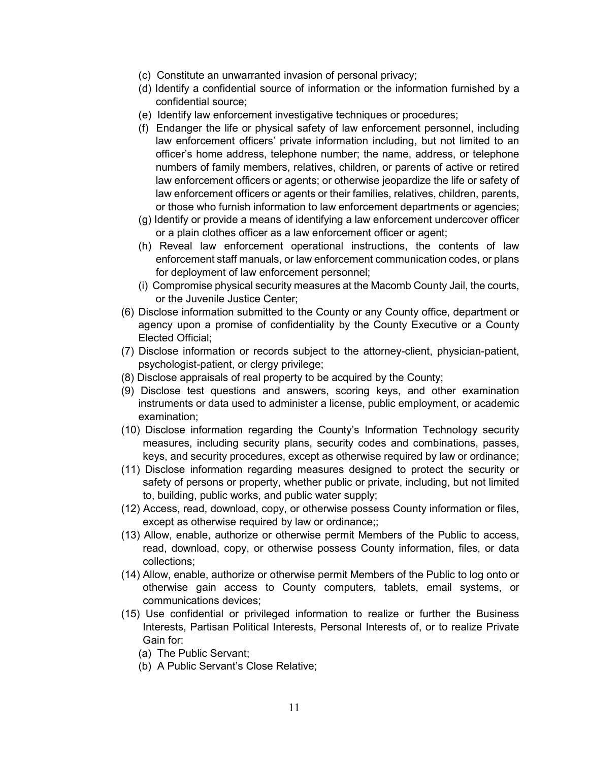- (c) Constitute an unwarranted invasion of personal privacy;
   - (d) Identify a confidential source of information or the information furnished by a confidential source;
   - (e) Identify law enforcement investigative techniques or procedures;
   - (f) Endanger the life or physical safety of law enforcement personnel, including law enforcement officers' private information including, but not limited to an officer's home address, telephone number; the name, address, or telephone numbers of family members, relatives, children, or parents of active or retired law enforcement officers or agents; or otherwise jeopardize the life or safety of law enforcement officers or agents or their families, relatives, children, parents, or those who furnish information to law enforcement departments or agencies;
   - (g) Identify or provide a means of identifying a law enforcement undercover officer or a plain clothes officer as a law enforcement officer or agent;
   - (h) Reveal law enforcement operational instructions, the contents of law enforcement staff manuals, or law enforcement communication codes, or plans for deployment of law enforcement personnel;
   - (i) Compromise physical security measures at the Macomb County Jail, the courts, or the Juvenile Justice Center;
- (6) Disclose information submitted to the County or any County office, department or agency upon a promise of confidentiality by the County Executive or a County Elected Official;
- (7) Disclose information or records subject to the attorney-client, physician-patient, psychologist-patient, or clergy privilege;
- (8) Disclose appraisals of real property to be acquired by the County;
- (9) Disclose test questions and answers, scoring keys, and other examination instruments or data used to administer a license, public employment, or academic examination;
- (10) Disclose information regarding the County's Information Technology security measures, including security plans, security codes and combinations, passes, keys, and security procedures, except as otherwise required by law or ordinance;
- (11) Disclose information regarding measures designed to protect the security or safety of persons or property, whether public or private, including, but not limited to, building, public works, and public water supply;
- (12) Access, read, download, copy, or otherwise possess County information or files, except as otherwise required by law or ordinance;;
- (13) Allow, enable, authorize or otherwise permit Members of the Public to access, read, download, copy, or otherwise possess County information, files, or data collections;
- (14) Allow, enable, authorize or otherwise permit Members of the Public to log onto or otherwise gain access to County computers, tablets, email systems, or communications devices;
- (15) Use confidential or privileged information to realize or further the Business Interests, Partisan Political Interests, Personal Interests of, or to realize Private Gain for:
   - (a) The Public Servant;
   - (b) A Public Servant's Close Relative;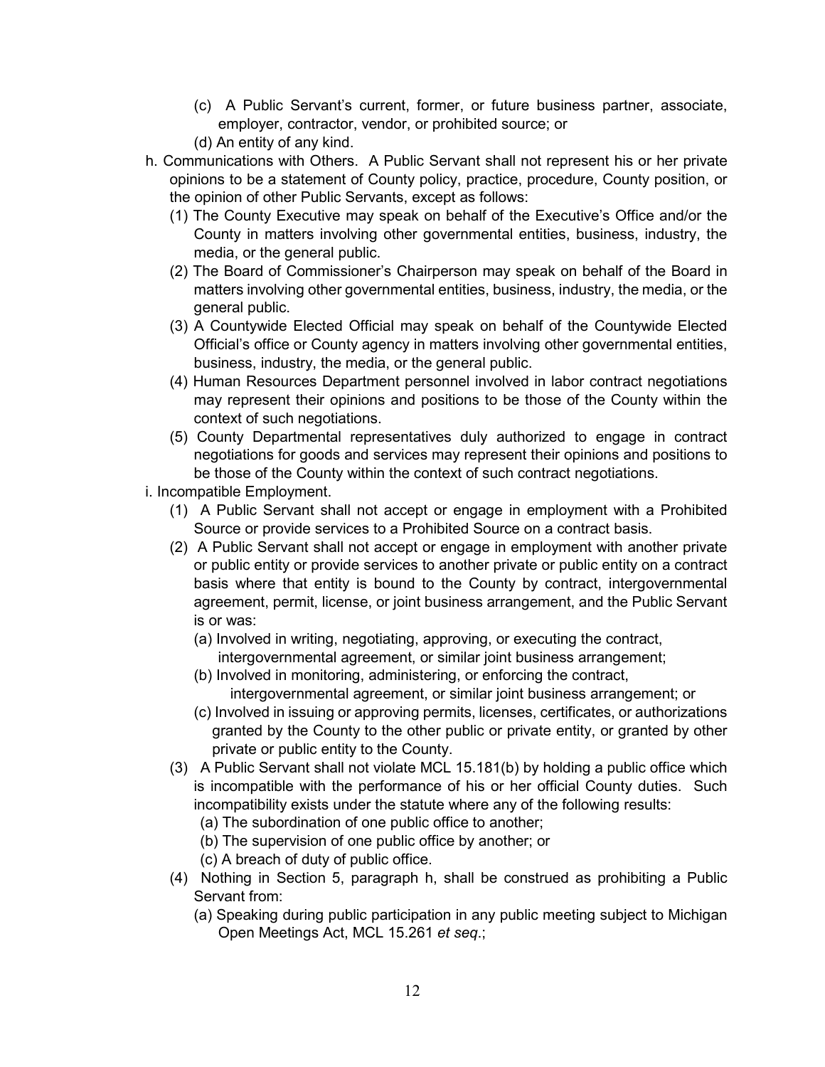(c) A Public Servant's current, former, or future business partner, associate, employer, contractor, vendor, or prohibited source; or

(d) An entity of any kind.

h. Communications with Others. A Public Servant shall not represent his or her private opinions to be a statement of County policy, practice, procedure, County position, or the opinion of other Public Servants, except as follows:

(1) The County Executive may speak on behalf of the Executive's Office and/or the County in matters involving other governmental entities, business, industry, the media, or the general public.

(2) The Board of Commissioner's Chairperson may speak on behalf of the Board in matters involving other governmental entities, business, industry, the media, or the general public.

(3) A Countywide Elected Official may speak on behalf of the Countywide Elected Official's office or County agency in matters involving other governmental entities, business, industry, the media, or the general public.

(4) Human Resources Department personnel involved in labor contract negotiations may represent their opinions and positions to be those of the County within the context of such negotiations.

(5) County Departmental representatives duly authorized to engage in contract negotiations for goods and services may represent their opinions and positions to be those of the County within the context of such contract negotiations.

i. Incompatible Employment.

(1) A Public Servant shall not accept or engage in employment with a Prohibited Source or provide services to a Prohibited Source on a contract basis.

(2) A Public Servant shall not accept or engage in employment with another private or public entity or provide services to another private or public entity on a contract basis where that entity is bound to the County by contract, intergovernmental agreement, permit, license, or joint business arrangement, and the Public Servant is or was:

(a) Involved in writing, negotiating, approving, or executing the contract, intergovernmental agreement, or similar joint business arrangement;

(b) Involved in monitoring, administering, or enforcing the contract, intergovernmental agreement, or similar joint business arrangement; or

(c) Involved in issuing or approving permits, licenses, certificates, or authorizations granted by the County to the other public or private entity, or granted by other private or public entity to the County.

(3) A Public Servant shall not violate MCL 15.181(b) by holding a public office which is incompatible with the performance of his or her official County duties. Such incompatibility exists under the statute where any of the following results:

(a) The subordination of one public office to another;

(b) The supervision of one public office by another; or

(c) A breach of duty of public office.

(4) Nothing in Section 5, paragraph h, shall be construed as prohibiting a Public Servant from:

(a) Speaking during public participation in any public meeting subject to Michigan Open Meetings Act, MCL 15.261 *et seq*.;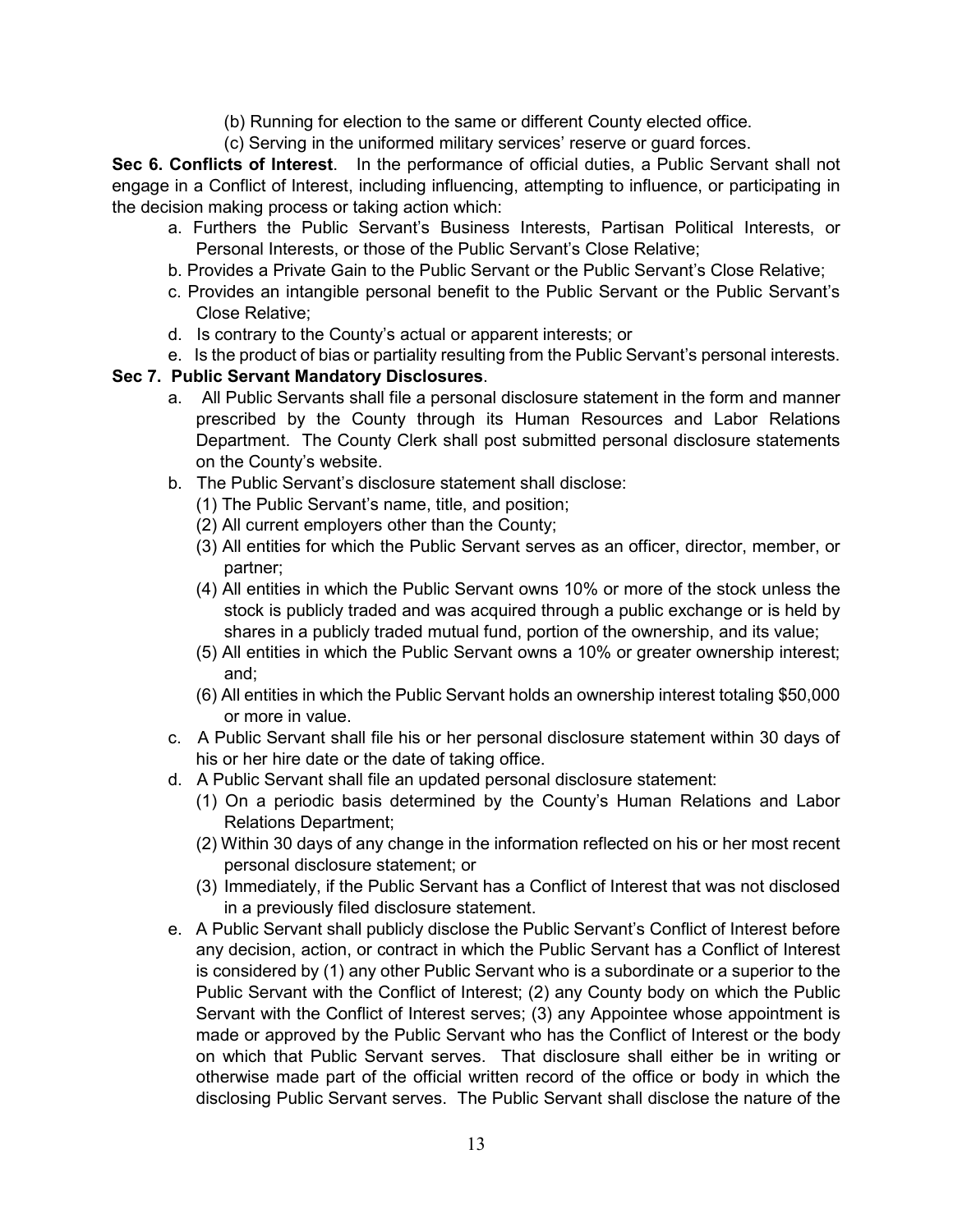(b) Running for election to the same or different County elected office.

(c) Serving in the uniformed military services' reserve or guard forces.

**Sec 6. Conflicts of Interest**. In the performance of official duties, a Public Servant shall not engage in a Conflict of Interest, including influencing, attempting to influence, or participating in the decision making process or taking action which:

a. Furthers the Public Servant's Business Interests, Partisan Political Interests, or Personal Interests, or those of the Public Servant's Close Relative;

b. Provides a Private Gain to the Public Servant or the Public Servant's Close Relative;

c. Provides an intangible personal benefit to the Public Servant or the Public Servant's Close Relative;

d. Is contrary to the County's actual or apparent interests; or

e. Is the product of bias or partiality resulting from the Public Servant's personal interests.

**Sec 7. Public Servant Mandatory Disclosures**.

a. All Public Servants shall file a personal disclosure statement in the form and manner prescribed by the County through its Human Resources and Labor Relations Department. The County Clerk shall post submitted personal disclosure statements on the County's website.

b. The Public Servant's disclosure statement shall disclose:

(1) The Public Servant's name, title, and position;

(2) All current employers other than the County;

(3) All entities for which the Public Servant serves as an officer, director, member, or partner;

(4) All entities in which the Public Servant owns 10% or more of the stock unless the stock is publicly traded and was acquired through a public exchange or is held by shares in a publicly traded mutual fund, portion of the ownership, and its value;

(5) All entities in which the Public Servant owns a 10% or greater ownership interest; and;

(6) All entities in which the Public Servant holds an ownership interest totaling $50,000 or more in value.

c. A Public Servant shall file his or her personal disclosure statement within 30 days of his or her hire date or the date of taking office.

d. A Public Servant shall file an updated personal disclosure statement:

(1) On a periodic basis determined by the County's Human Relations and Labor Relations Department;

(2) Within 30 days of any change in the information reflected on his or her most recent personal disclosure statement; or

(3) Immediately, if the Public Servant has a Conflict of Interest that was not disclosed in a previously filed disclosure statement.

e. A Public Servant shall publicly disclose the Public Servant's Conflict of Interest before any decision, action, or contract in which the Public Servant has a Conflict of Interest is considered by (1) any other Public Servant who is a subordinate or a superior to the Public Servant with the Conflict of Interest; (2) any County body on which the Public Servant with the Conflict of Interest serves; (3) any Appointee whose appointment is made or approved by the Public Servant who has the Conflict of Interest or the body on which that Public Servant serves. That disclosure shall either be in writing or otherwise made part of the official written record of the office or body in which the disclosing Public Servant serves. The Public Servant shall disclose the nature of the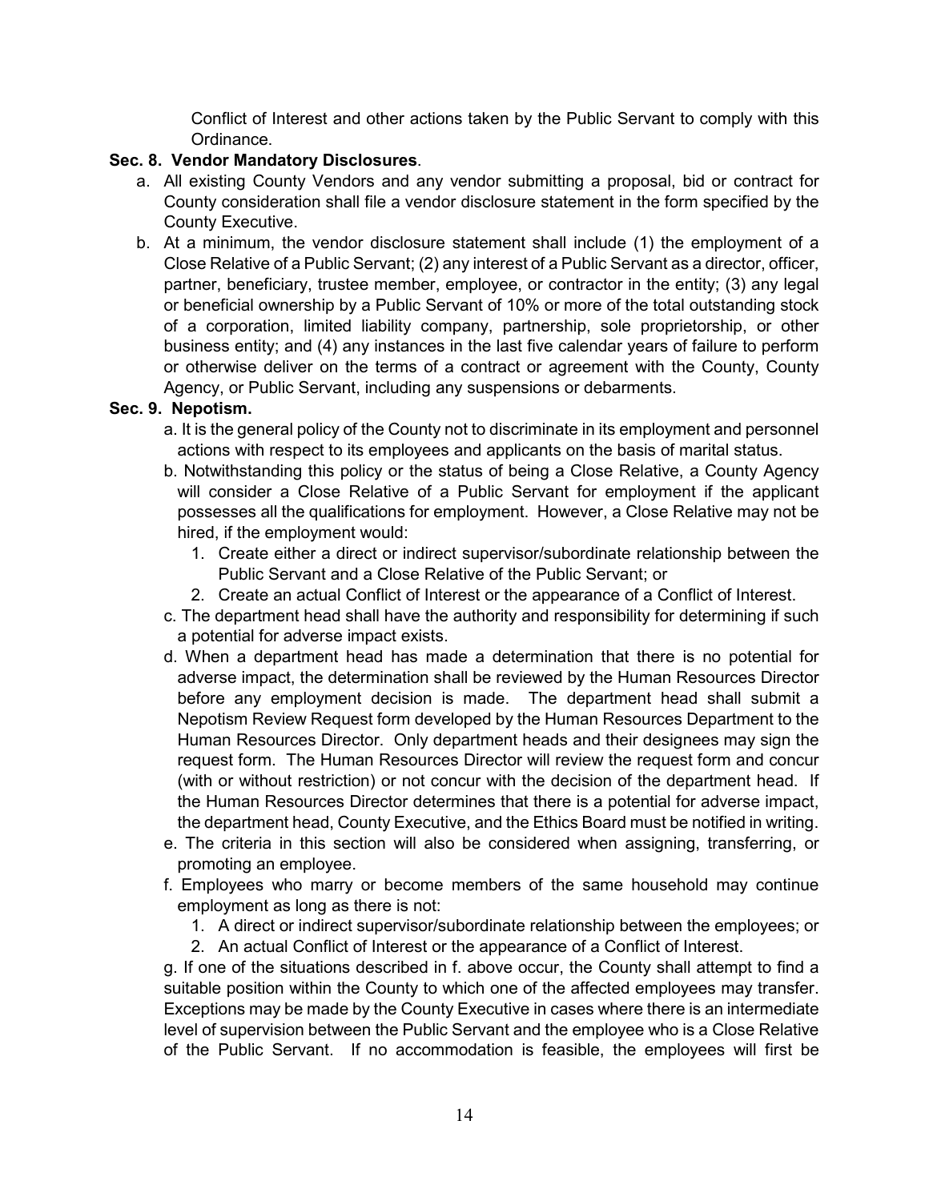Conflict of Interest and other actions taken by the Public Servant to comply with this Ordinance.

**Sec. 8. Vendor Mandatory Disclosures**.

a. All existing County Vendors and any vendor submitting a proposal, bid or contract for County consideration shall file a vendor disclosure statement in the form specified by the County Executive.

b. At a minimum, the vendor disclosure statement shall include (1) the employment of a Close Relative of a Public Servant; (2) any interest of a Public Servant as a director, officer, partner, beneficiary, trustee member, employee, or contractor in the entity; (3) any legal or beneficial ownership by a Public Servant of 10% or more of the total outstanding stock of a corporation, limited liability company, partnership, sole proprietorship, or other business entity; and (4) any instances in the last five calendar years of failure to perform or otherwise deliver on the terms of a contract or agreement with the County, County Agency, or Public Servant, including any suspensions or debarments.

**Sec. 9. Nepotism.**

a. It is the general policy of the County not to discriminate in its employment and personnel actions with respect to its employees and applicants on the basis of marital status.

b. Notwithstanding this policy or the status of being a Close Relative, a County Agency will consider a Close Relative of a Public Servant for employment if the applicant possesses all the qualifications for employment. However, a Close Relative may not be hired, if the employment would:

1. Create either a direct or indirect supervisor/subordinate relationship between the Public Servant and a Close Relative of the Public Servant; or
2. Create an actual Conflict of Interest or the appearance of a Conflict of Interest.

c. The department head shall have the authority and responsibility for determining if such a potential for adverse impact exists.

d. When a department head has made a determination that there is no potential for adverse impact, the determination shall be reviewed by the Human Resources Director before any employment decision is made. The department head shall submit a Nepotism Review Request form developed by the Human Resources Department to the Human Resources Director. Only department heads and their designees may sign the request form. The Human Resources Director will review the request form and concur (with or without restriction) or not concur with the decision of the department head. If the Human Resources Director determines that there is a potential for adverse impact, the department head, County Executive, and the Ethics Board must be notified in writing.

e. The criteria in this section will also be considered when assigning, transferring, or promoting an employee.

f. Employees who marry or become members of the same household may continue employment as long as there is not:

1. A direct or indirect supervisor/subordinate relationship between the employees; or
2. An actual Conflict of Interest or the appearance of a Conflict of Interest.

g. If one of the situations described in f. above occur, the County shall attempt to find a suitable position within the County to which one of the affected employees may transfer. Exceptions may be made by the County Executive in cases where there is an intermediate level of supervision between the Public Servant and the employee who is a Close Relative of the Public Servant. If no accommodation is feasible, the employees will first be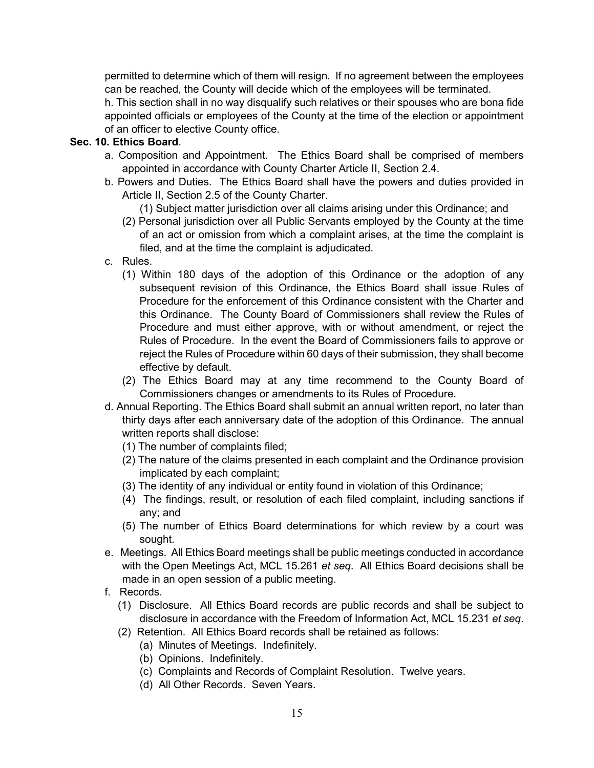permitted to determine which of them will resign. If no agreement between the employees can be reached, the County will decide which of the employees will be terminated.

h. This section shall in no way disqualify such relatives or their spouses who are bona fide appointed officials or employees of the County at the time of the election or appointment of an officer to elective County office.

**Sec. 10. Ethics Board**.

a. Composition and Appointment. The Ethics Board shall be comprised of members appointed in accordance with County Charter Article II, Section 2.4.

b. Powers and Duties. The Ethics Board shall have the powers and duties provided in Article II, Section 2.5 of the County Charter.

(1) Subject matter jurisdiction over all claims arising under this Ordinance; and

(2) Personal jurisdiction over all Public Servants employed by the County at the time of an act or omission from which a complaint arises, at the time the complaint is filed, and at the time the complaint is adjudicated.

c. Rules.

(1) Within 180 days of the adoption of this Ordinance or the adoption of any subsequent revision of this Ordinance, the Ethics Board shall issue Rules of Procedure for the enforcement of this Ordinance consistent with the Charter and this Ordinance. The County Board of Commissioners shall review the Rules of Procedure and must either approve, with or without amendment, or reject the Rules of Procedure. In the event the Board of Commissioners fails to approve or reject the Rules of Procedure within 60 days of their submission, they shall become effective by default.

(2) The Ethics Board may at any time recommend to the County Board of Commissioners changes or amendments to its Rules of Procedure.

d. Annual Reporting. The Ethics Board shall submit an annual written report, no later than thirty days after each anniversary date of the adoption of this Ordinance. The annual written reports shall disclose:

(1) The number of complaints filed;

(2) The nature of the claims presented in each complaint and the Ordinance provision implicated by each complaint;

(3) The identity of any individual or entity found in violation of this Ordinance;

(4) The findings, result, or resolution of each filed complaint, including sanctions if any; and

(5) The number of Ethics Board determinations for which review by a court was sought.

e. Meetings. All Ethics Board meetings shall be public meetings conducted in accordance with the Open Meetings Act, MCL 15.261 *et seq*. All Ethics Board decisions shall be made in an open session of a public meeting.

f. Records.

(1) Disclosure. All Ethics Board records are public records and shall be subject to disclosure in accordance with the Freedom of Information Act, MCL 15.231 *et seq*.

(2) Retention. All Ethics Board records shall be retained as follows:

(a) Minutes of Meetings. Indefinitely.

(b) Opinions. Indefinitely.

(c) Complaints and Records of Complaint Resolution. Twelve years.

(d) All Other Records. Seven Years.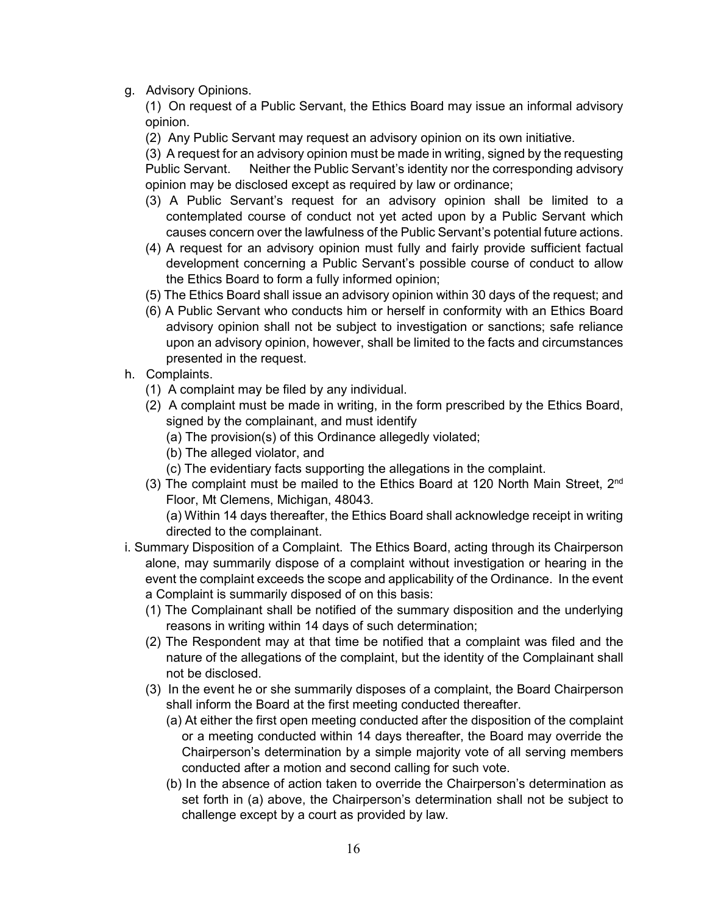g. Advisory Opinions.

(1) On request of a Public Servant, the Ethics Board may issue an informal advisory opinion.

(2) Any Public Servant may request an advisory opinion on its own initiative.

(3) A request for an advisory opinion must be made in writing, signed by the requesting Public Servant. Neither the Public Servant's identity nor the corresponding advisory opinion may be disclosed except as required by law or ordinance;

(3) A Public Servant's request for an advisory opinion shall be limited to a contemplated course of conduct not yet acted upon by a Public Servant which causes concern over the lawfulness of the Public Servant's potential future actions.

(4) A request for an advisory opinion must fully and fairly provide sufficient factual development concerning a Public Servant's possible course of conduct to allow the Ethics Board to form a fully informed opinion;

(5) The Ethics Board shall issue an advisory opinion within 30 days of the request; and

(6) A Public Servant who conducts him or herself in conformity with an Ethics Board advisory opinion shall not be subject to investigation or sanctions; safe reliance upon an advisory opinion, however, shall be limited to the facts and circumstances presented in the request.

h. Complaints.

(1) A complaint may be filed by any individual.

(2) A complaint must be made in writing, in the form prescribed by the Ethics Board, signed by the complainant, and must identify

(a) The provision(s) of this Ordinance allegedly violated;

(b) The alleged violator, and

(c) The evidentiary facts supporting the allegations in the complaint.

(3) The complaint must be mailed to the Ethics Board at 120 North Main Street, 2nd Floor, Mt Clemens, Michigan, 48043.

(a) Within 14 days thereafter, the Ethics Board shall acknowledge receipt in writing directed to the complainant.

i. Summary Disposition of a Complaint. The Ethics Board, acting through its Chairperson alone, may summarily dispose of a complaint without investigation or hearing in the event the complaint exceeds the scope and applicability of the Ordinance. In the event a Complaint is summarily disposed of on this basis:

(1) The Complainant shall be notified of the summary disposition and the underlying reasons in writing within 14 days of such determination;

(2) The Respondent may at that time be notified that a complaint was filed and the nature of the allegations of the complaint, but the identity of the Complainant shall not be disclosed.

(3) In the event he or she summarily disposes of a complaint, the Board Chairperson shall inform the Board at the first meeting conducted thereafter.

(a) At either the first open meeting conducted after the disposition of the complaint or a meeting conducted within 14 days thereafter, the Board may override the Chairperson's determination by a simple majority vote of all serving members conducted after a motion and second calling for such vote.

(b) In the absence of action taken to override the Chairperson's determination as set forth in (a) above, the Chairperson's determination shall not be subject to challenge except by a court as provided by law.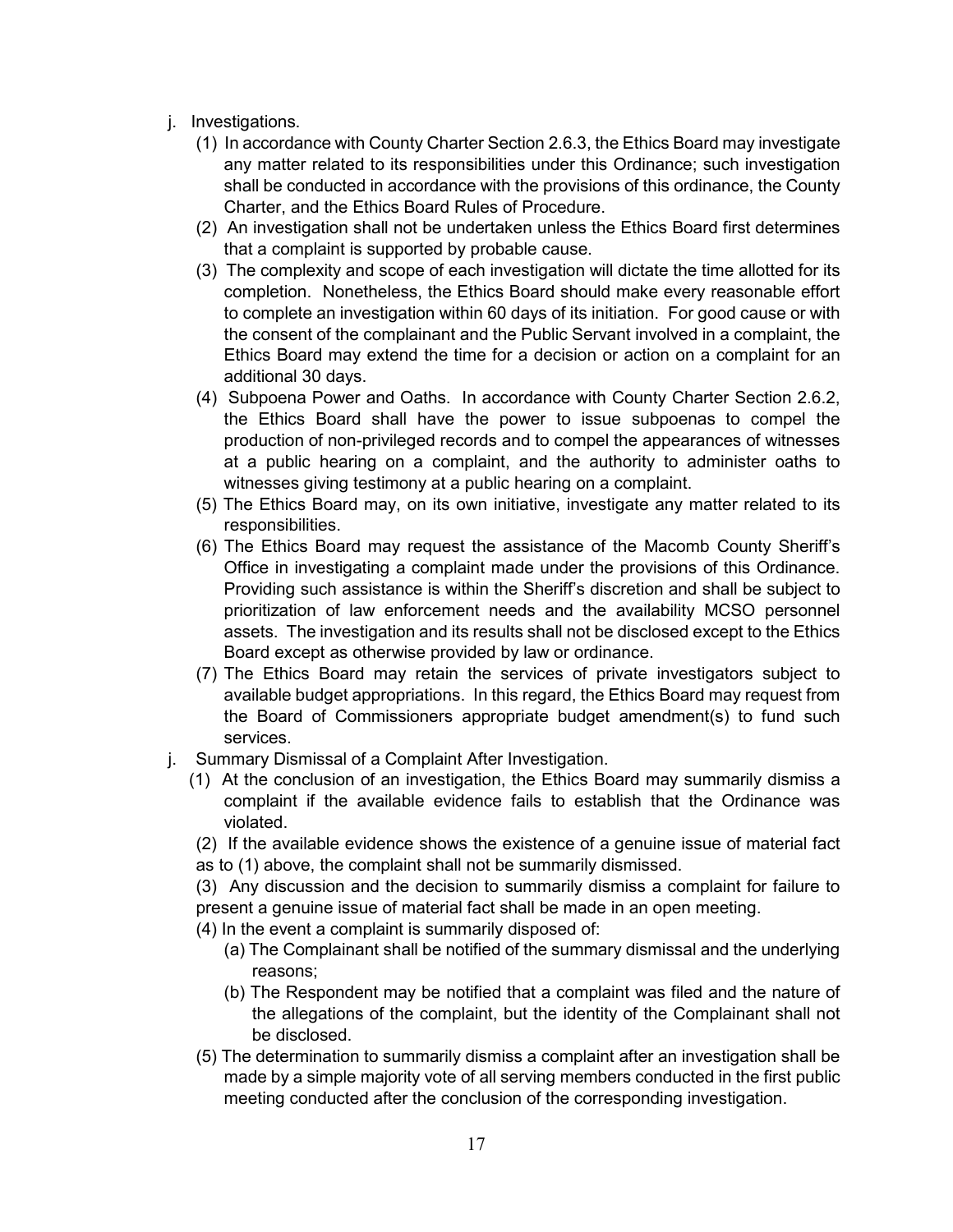j. Investigations.

(1) In accordance with County Charter Section 2.6.3, the Ethics Board may investigate any matter related to its responsibilities under this Ordinance; such investigation shall be conducted in accordance with the provisions of this ordinance, the County Charter, and the Ethics Board Rules of Procedure.

(2) An investigation shall not be undertaken unless the Ethics Board first determines that a complaint is supported by probable cause.

(3) The complexity and scope of each investigation will dictate the time allotted for its completion. Nonetheless, the Ethics Board should make every reasonable effort to complete an investigation within 60 days of its initiation. For good cause or with the consent of the complainant and the Public Servant involved in a complaint, the Ethics Board may extend the time for a decision or action on a complaint for an additional 30 days.

(4) Subpoena Power and Oaths. In accordance with County Charter Section 2.6.2, the Ethics Board shall have the power to issue subpoenas to compel the production of non-privileged records and to compel the appearances of witnesses at a public hearing on a complaint, and the authority to administer oaths to witnesses giving testimony at a public hearing on a complaint.

(5) The Ethics Board may, on its own initiative, investigate any matter related to its responsibilities.

(6) The Ethics Board may request the assistance of the Macomb County Sheriff's Office in investigating a complaint made under the provisions of this Ordinance. Providing such assistance is within the Sheriff's discretion and shall be subject to prioritization of law enforcement needs and the availability MCSO personnel assets. The investigation and its results shall not be disclosed except to the Ethics Board except as otherwise provided by law or ordinance.

(7) The Ethics Board may retain the services of private investigators subject to available budget appropriations. In this regard, the Ethics Board may request from the Board of Commissioners appropriate budget amendment(s) to fund such services.

j. Summary Dismissal of a Complaint After Investigation.

(1) At the conclusion of an investigation, the Ethics Board may summarily dismiss a complaint if the available evidence fails to establish that the Ordinance was violated.

(2) If the available evidence shows the existence of a genuine issue of material fact as to (1) above, the complaint shall not be summarily dismissed.

(3) Any discussion and the decision to summarily dismiss a complaint for failure to present a genuine issue of material fact shall be made in an open meeting.

(4) In the event a complaint is summarily disposed of:

(a) The Complainant shall be notified of the summary dismissal and the underlying reasons;

(b) The Respondent may be notified that a complaint was filed and the nature of the allegations of the complaint, but the identity of the Complainant shall not be disclosed.

(5) The determination to summarily dismiss a complaint after an investigation shall be made by a simple majority vote of all serving members conducted in the first public meeting conducted after the conclusion of the corresponding investigation.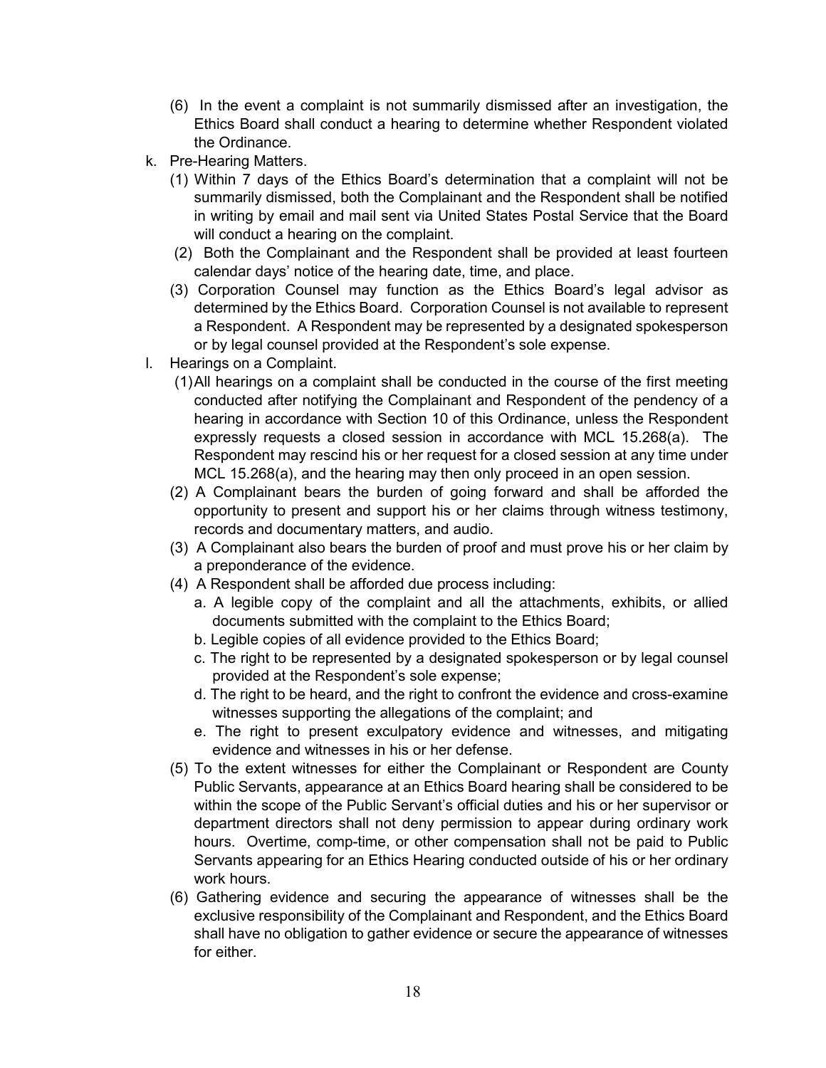(6) In the event a complaint is not summarily dismissed after an investigation, the Ethics Board shall conduct a hearing to determine whether Respondent violated the Ordinance.

k. Pre-Hearing Matters.

(1) Within 7 days of the Ethics Board's determination that a complaint will not be summarily dismissed, both the Complainant and the Respondent shall be notified in writing by email and mail sent via United States Postal Service that the Board will conduct a hearing on the complaint.

(2) Both the Complainant and the Respondent shall be provided at least fourteen calendar days' notice of the hearing date, time, and place.

(3) Corporation Counsel may function as the Ethics Board's legal advisor as determined by the Ethics Board. Corporation Counsel is not available to represent a Respondent. A Respondent may be represented by a designated spokesperson or by legal counsel provided at the Respondent's sole expense.

l. Hearings on a Complaint.

(1) All hearings on a complaint shall be conducted in the course of the first meeting conducted after notifying the Complainant and Respondent of the pendency of a hearing in accordance with Section 10 of this Ordinance, unless the Respondent expressly requests a closed session in accordance with MCL 15.268(a). The Respondent may rescind his or her request for a closed session at any time under MCL 15.268(a), and the hearing may then only proceed in an open session.

(2) A Complainant bears the burden of going forward and shall be afforded the opportunity to present and support his or her claims through witness testimony, records and documentary matters, and audio.

(3) A Complainant also bears the burden of proof and must prove his or her claim by a preponderance of the evidence.

(4) A Respondent shall be afforded due process including:

a. A legible copy of the complaint and all the attachments, exhibits, or allied documents submitted with the complaint to the Ethics Board;

b. Legible copies of all evidence provided to the Ethics Board;

c. The right to be represented by a designated spokesperson or by legal counsel provided at the Respondent's sole expense;

d. The right to be heard, and the right to confront the evidence and cross-examine witnesses supporting the allegations of the complaint; and

e. The right to present exculpatory evidence and witnesses, and mitigating evidence and witnesses in his or her defense.

(5) To the extent witnesses for either the Complainant or Respondent are County Public Servants, appearance at an Ethics Board hearing shall be considered to be within the scope of the Public Servant's official duties and his or her supervisor or department directors shall not deny permission to appear during ordinary work hours. Overtime, comp-time, or other compensation shall not be paid to Public Servants appearing for an Ethics Hearing conducted outside of his or her ordinary work hours.

(6) Gathering evidence and securing the appearance of witnesses shall be the exclusive responsibility of the Complainant and Respondent, and the Ethics Board shall have no obligation to gather evidence or secure the appearance of witnesses for either.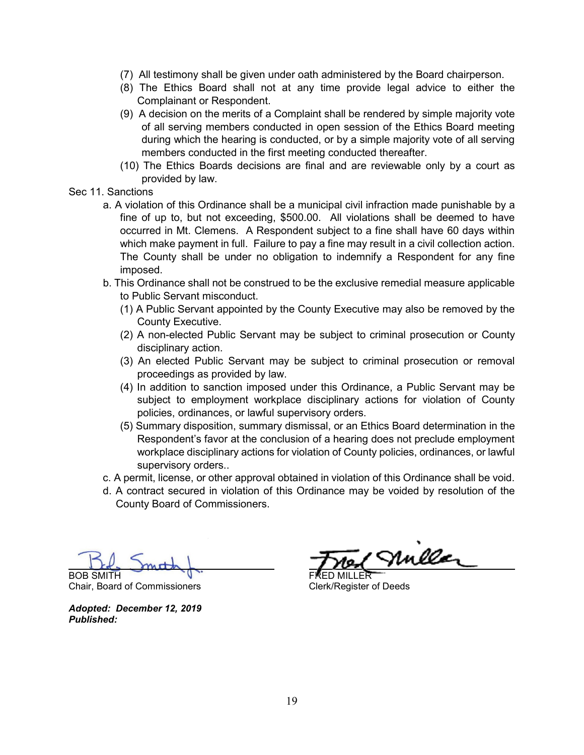(7) All testimony shall be given under oath administered by the Board chairperson.

(8) The Ethics Board shall not at any time provide legal advice to either the Complainant or Respondent.

(9) A decision on the merits of a Complaint shall be rendered by simple majority vote of all serving members conducted in open session of the Ethics Board meeting during which the hearing is conducted, or by a simple majority vote of all serving members conducted in the first meeting conducted thereafter.

(10) The Ethics Boards decisions are final and are reviewable only by a court as provided by law.

Sec 11. Sanctions

a. A violation of this Ordinance shall be a municipal civil infraction made punishable by a fine of up to, but not exceeding, $500.00. All violations shall be deemed to have occurred in Mt. Clemens. A Respondent subject to a fine shall have 60 days within which make payment in full. Failure to pay a fine may result in a civil collection action. The County shall be under no obligation to indemnify a Respondent for any fine imposed.

b. This Ordinance shall not be construed to be the exclusive remedial measure applicable to Public Servant misconduct.

(1) A Public Servant appointed by the County Executive may also be removed by the County Executive.

(2) A non-elected Public Servant may be subject to criminal prosecution or County disciplinary action.

(3) An elected Public Servant may be subject to criminal prosecution or removal proceedings as provided by law.

(4) In addition to sanction imposed under this Ordinance, a Public Servant may be subject to employment workplace disciplinary actions for violation of County policies, ordinances, or lawful supervisory orders.

(5) Summary disposition, summary dismissal, or an Ethics Board determination in the Respondent's favor at the conclusion of a hearing does not preclude employment workplace disciplinary actions for violation of County policies, ordinances, or lawful supervisory orders..

c. A permit, license, or other approval obtained in violation of this Ordinance shall be void.

d. A contract secured in violation of this Ordinance may be voided by resolution of the County Board of Commissioners.

BOB SMITH
Chair, Board of Commissioners

FRED MILLER
Clerk/Register of Deeds

***Adopted: December 12, 2019***
***Published:***